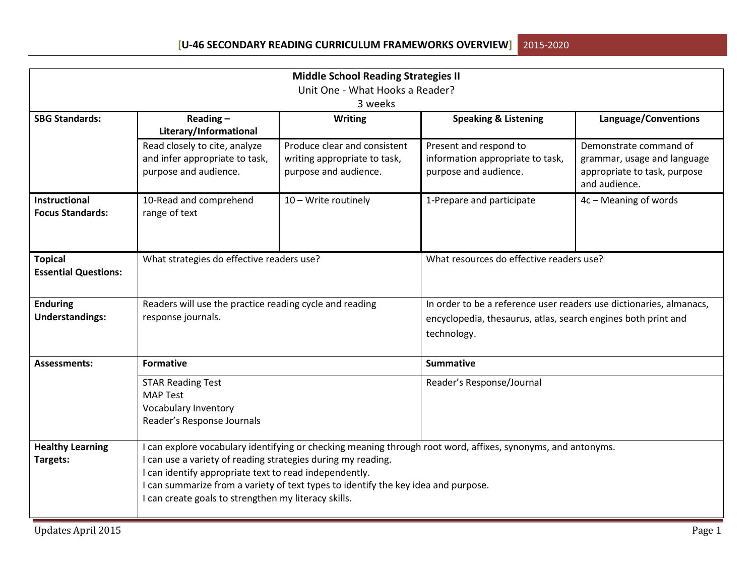# Middle School Reading Strategies II

Unit One - What Hooks a Reader?

3 weeks

| SBG Standards: | Reading – Literary/Informational | Writing | Speaking & Listening | Language/Conventions |
|---|---|---|---|---|
| | Read closely to cite, analyze and infer appropriate to task, purpose and audience. | Produce clear and consistent writing appropriate to task, purpose and audience. | Present and respond to information appropriate to task, purpose and audience. | Demonstrate command of grammar, usage and language appropriate to task, purpose and audience. |
| **Instructional Focus Standards:** | 10-Read and comprehend range of text | 10 – Write routinely | 1-Prepare and participate | 4c – Meaning of words |
| **Topical Essential Questions:** | What strategies do effective readers use? | | What resources do effective readers use? | |
| **Enduring Understandings:** | Readers will use the practice reading cycle and reading response journals. | | In order to be a reference user readers use dictionaries, almanacs, encyclopedia, thesaurus, atlas, search engines both print and technology. | |
| **Assessments:** | **Formative** | | **Summative** | |
| | STAR Reading Test<br>MAP Test<br>Vocabulary Inventory<br>Reader's Response Journals | | Reader's Response/Journal | |
| **Healthy Learning Targets:** | I can explore vocabulary identifying or checking meaning through root word, affixes, synonyms, and antonyms.<br>I can use a variety of reading strategies during my reading.<br>I can identify appropriate text to read independently.<br>I can summarize from a variety of text types to identify the key idea and purpose.<br>I can create goals to strengthen my literacy skills. | | | |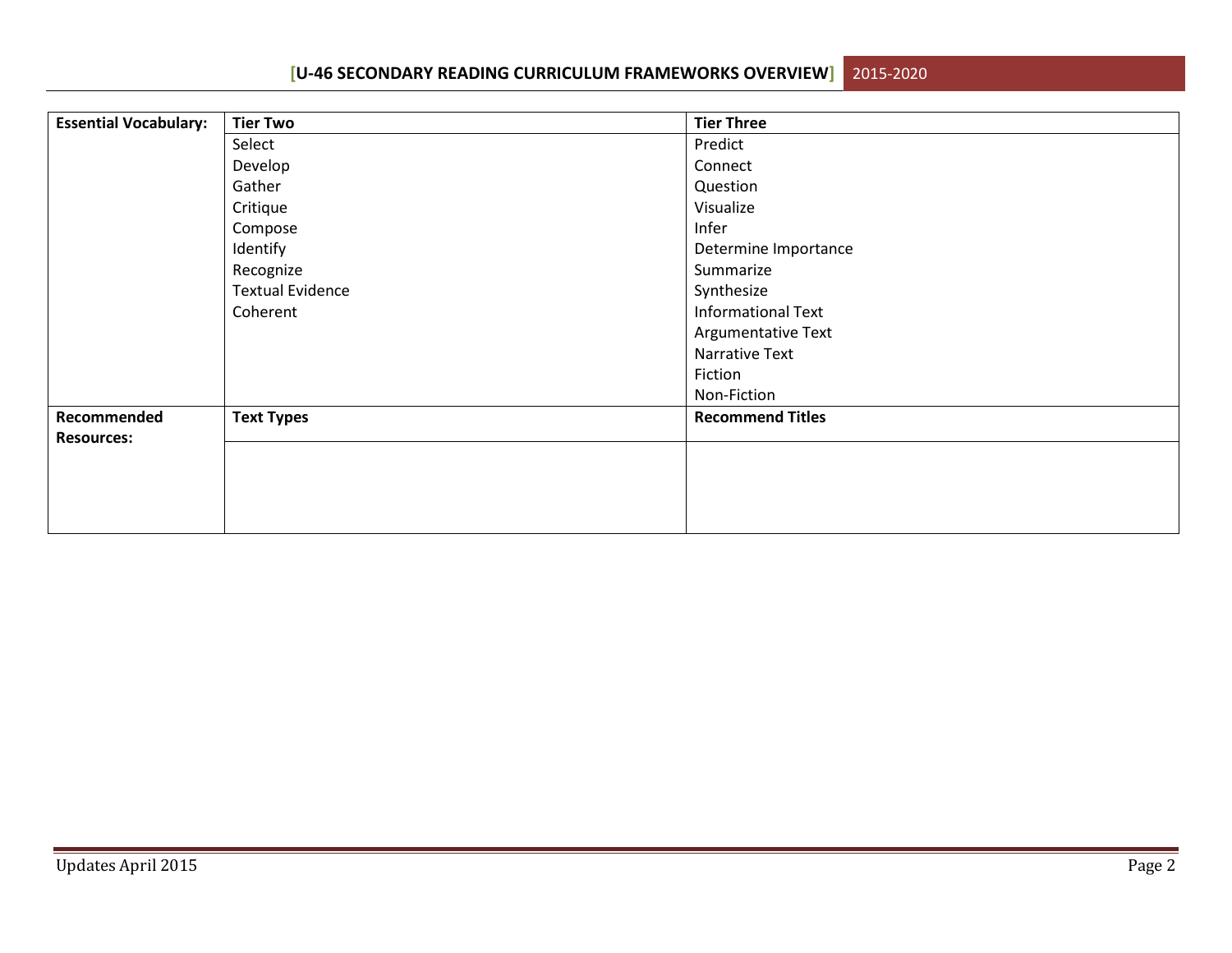| Essential Vocabulary: | Tier Two | Tier Three |
|---|---|---|
| | Select | Predict |
| | Develop | Connect |
| | Gather | Question |
| | Critique | Visualize |
| | Compose | Infer |
| | Identify | Determine Importance |
| | Recognize | Summarize |
| | Textual Evidence | Synthesize |
| | Coherent | Informational Text |
| | | Argumentative Text |
| | | Narrative Text |
| | | Fiction |
| | | Non-Fiction |
| **Recommended Resources:** | **Text Types** | **Recommend Titles** |
| | | |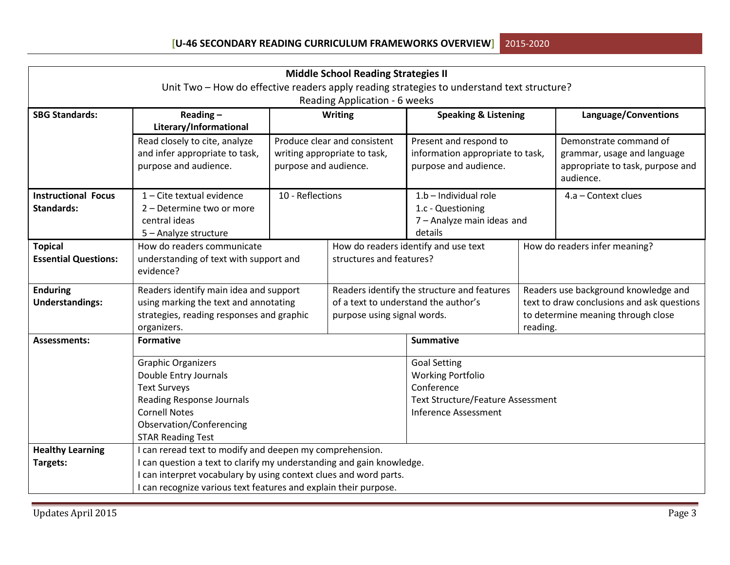| Middle School Reading Strategies II<br>Unit Two – How do effective readers apply reading strategies to understand text structure?<br>Reading Application - 6 weeks | | | | |
|---|---|---|---|---|
| **SBG Standards:** | **Reading – Literary/Informational** | **Writing** | **Speaking & Listening** | **Language/Conventions** |
| | Read closely to cite, analyze and infer appropriate to task, purpose and audience. | Produce clear and consistent writing appropriate to task, purpose and audience. | Present and respond to information appropriate to task, purpose and audience. | Demonstrate command of grammar, usage and language appropriate to task, purpose and audience. |
| **Instructional Focus Standards:** | 1 – Cite textual evidence<br>2 – Determine two or more central ideas<br>5 – Analyze structure | 10 - Reflections | 1.b – Individual role<br>1.c - Questioning<br>7 – Analyze main ideas and details | 4.a – Context clues |
| **Topical Essential Questions:** | How do readers communicate understanding of text with support and evidence? | How do readers identify and use text structures and features? | How do readers infer meaning? | |
| **Enduring Understandings:** | Readers identify main idea and support using marking the text and annotating strategies, reading responses and graphic organizers. | Readers identify the structure and features of a text to understand the author's purpose using signal words. | Readers use background knowledge and text to draw conclusions and ask questions to determine meaning through close reading. | |
| **Assessments:** | **Formative** | | **Summative** | |
| | Graphic Organizers<br>Double Entry Journals<br>Text Surveys<br>Reading Response Journals<br>Cornell Notes<br>Observation/Conferencing<br>STAR Reading Test | | Goal Setting<br>Working Portfolio<br>Conference<br>Text Structure/Feature Assessment<br>Inference Assessment | |
| **Healthy Learning Targets:** | I can reread text to modify and deepen my comprehension.<br>I can question a text to clarify my understanding and gain knowledge.<br>I can interpret vocabulary by using context clues and word parts.<br>I can recognize various text features and explain their purpose. | | | |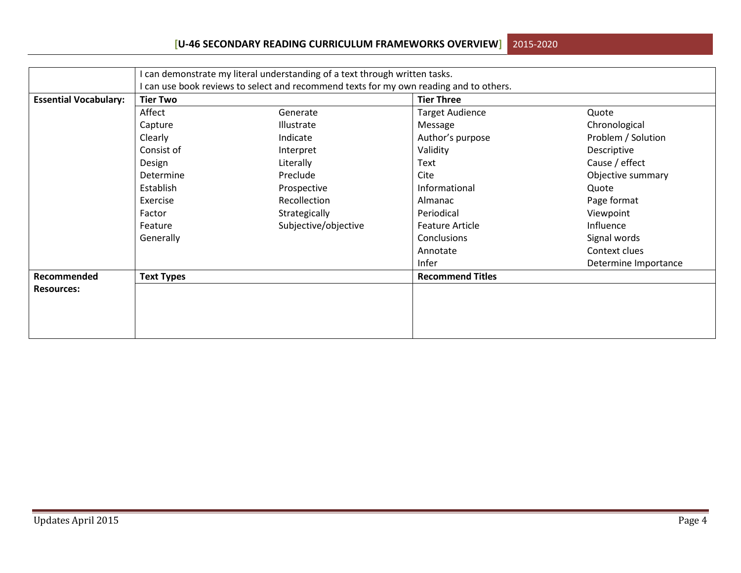| | | | | |
|---|---|---|---|---|
| | I can demonstrate my literal understanding of a text through written tasks.<br>I can use book reviews to select and recommend texts for my own reading and to others. | | | |
| **Essential Vocabulary:** | **Tier Two** | | **Tier Three** | |
| | Affect | Generate | Target Audience | Quote |
| | Capture | Illustrate | Message | Chronological |
| | Clearly | Indicate | Author's purpose | Problem / Solution |
| | Consist of | Interpret | Validity | Descriptive |
| | Design | Literally | Text | Cause / effect |
| | Determine | Preclude | Cite | Objective summary |
| | Establish | Prospective | Informational | Quote |
| | Exercise | Recollection | Almanac | Page format |
| | Factor | Strategically | Periodical | Viewpoint |
| | Feature | Subjective/objective | Feature Article | Influence |
| | Generally | | Conclusions | Signal words |
| | | | Annotate | Context clues |
| | | | Infer | Determine Importance |
| **Recommended Resources:** | **Text Types** | | **Recommend Titles** | |
| | | | | |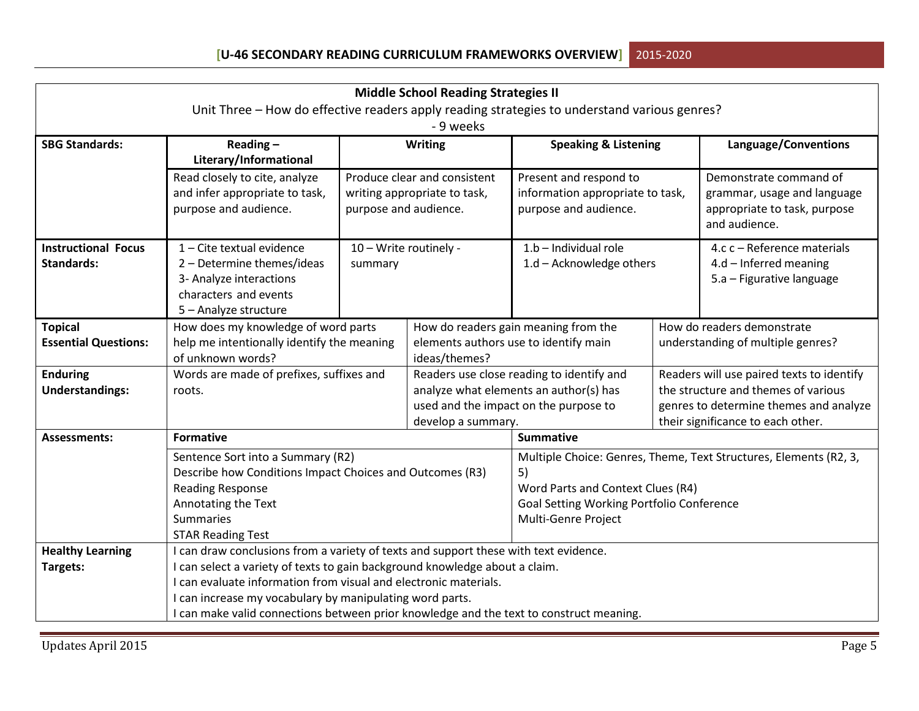| **Middle School Reading Strategies II**<br>Unit Three – How do effective readers apply reading strategies to understand various genres?<br>- 9 weeks | | | | |
|---|---|---|---|---|
| **SBG Standards:** | **Reading – Literary/Informational** | **Writing** | **Speaking & Listening** | **Language/Conventions** |
| | Read closely to cite, analyze and infer appropriate to task, purpose and audience. | Produce clear and consistent writing appropriate to task, purpose and audience. | Present and respond to information appropriate to task, purpose and audience. | Demonstrate command of grammar, usage and language appropriate to task, purpose and audience. |
| **Instructional Focus Standards:** | 1 – Cite textual evidence<br>2 – Determine themes/ideas<br>3- Analyze interactions characters and events<br>5 – Analyze structure | 10 – Write routinely - summary | 1.b – Individual role<br>1.d – Acknowledge others | 4.c c – Reference materials<br>4.d – Inferred meaning<br>5.a – Figurative language |
| **Topical Essential Questions:** | How does my knowledge of word parts help me intentionally identify the meaning of unknown words? | How do readers gain meaning from the elements authors use to identify main ideas/themes? | | How do readers demonstrate understanding of multiple genres? |
| **Enduring Understandings:** | Words are made of prefixes, suffixes and roots. | Readers use close reading to identify and analyze what elements an author(s) has used and the impact on the purpose to develop a summary. | | Readers will use paired texts to identify the structure and themes of various genres to determine themes and analyze their significance to each other. |
| **Assessments:** | **Formative** | | **Summative** | |
| | Sentence Sort into a Summary (R2)<br>Describe how Conditions Impact Choices and Outcomes (R3)<br>Reading Response<br>Annotating the Text<br>Summaries<br>STAR Reading Test | | Multiple Choice: Genres, Theme, Text Structures, Elements (R2, 3, 5)<br>Word Parts and Context Clues (R4)<br>Goal Setting Working Portfolio Conference<br>Multi-Genre Project | |
| **Healthy Learning Targets:** | I can draw conclusions from a variety of texts and support these with text evidence.<br>I can select a variety of texts to gain background knowledge about a claim.<br>I can evaluate information from visual and electronic materials.<br>I can increase my vocabulary by manipulating word parts.<br>I can make valid connections between prior knowledge and the text to construct meaning. | | | |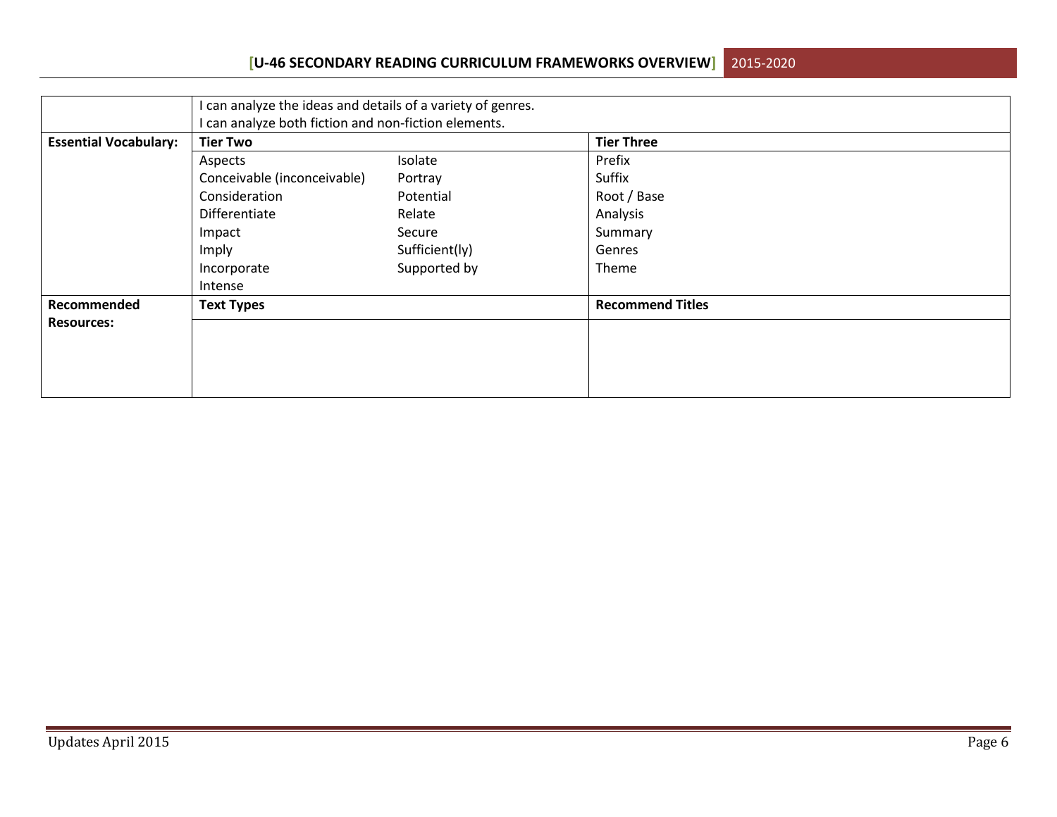| | | |
|---|---|---|
| | I can analyze the ideas and details of a variety of genres.<br>I can analyze both fiction and non-fiction elements. | |
| **Essential Vocabulary:** | **Tier Two** | **Tier Three** |
| | Aspects<br>Conceivable (inconceivable)<br>Consideration<br>Differentiate<br>Impact<br>Imply<br>Incorporate<br>Intense<br>Isolate<br>Portray<br>Potential<br>Relate<br>Secure<br>Sufficient(ly)<br>Supported by | Prefix<br>Suffix<br>Root / Base<br>Analysis<br>Summary<br>Genres<br>Theme |
| **Recommended Resources:** | **Text Types** | **Recommend Titles** |
| | | |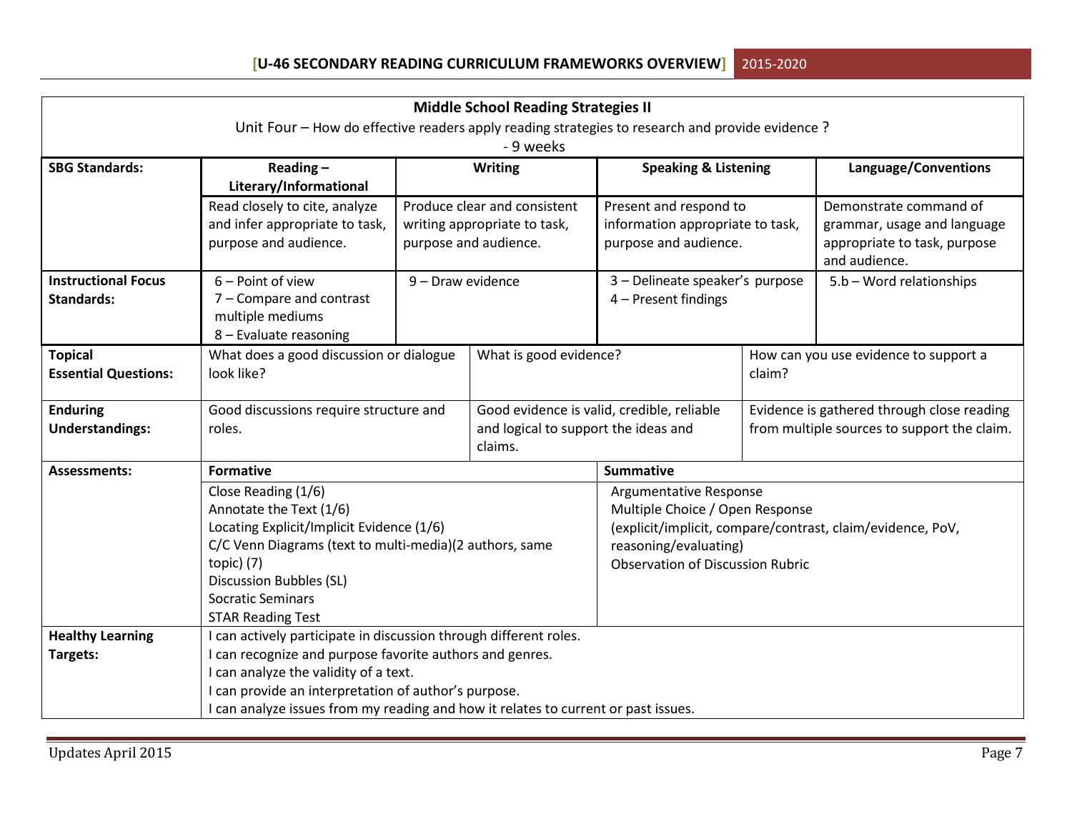| Middle School Reading Strategies II<br>Unit Four – How do effective readers apply reading strategies to research and provide evidence ?<br>- 9 weeks | | | | |
|---|---|---|---|---|
| **SBG Standards:** | **Reading – Literary/Informational** | **Writing** | **Speaking & Listening** | **Language/Conventions** |
| | Read closely to cite, analyze and infer appropriate to task, purpose and audience. | Produce clear and consistent writing appropriate to task, purpose and audience. | Present and respond to information appropriate to task, purpose and audience. | Demonstrate command of grammar, usage and language appropriate to task, purpose and audience. |
| **Instructional Focus Standards:** | 6 – Point of view<br>7 – Compare and contrast multiple mediums<br>8 – Evaluate reasoning | 9 – Draw evidence | 3 – Delineate speaker's purpose<br>4 – Present findings | 5.b – Word relationships |

| | | | |
|---|---|---|---|
| **Topical Essential Questions:** | What does a good discussion or dialogue look like? | What is good evidence? | How can you use evidence to support a claim? |
| **Enduring Understandings:** | Good discussions require structure and roles. | Good evidence is valid, credible, reliable and logical to support the ideas and claims. | Evidence is gathered through close reading from multiple sources to support the claim. |

| | | |
|---|---|---|
| **Assessments:** | **Formative** | **Summative** |
| | Close Reading (1/6)<br>Annotate the Text (1/6)<br>Locating Explicit/Implicit Evidence (1/6)<br>C/C Venn Diagrams (text to multi-media)(2 authors, same topic) (7)<br>Discussion Bubbles (SL)<br>Socratic Seminars<br>STAR Reading Test | Argumentative Response<br>Multiple Choice / Open Response<br>(explicit/implicit, compare/contrast, claim/evidence, PoV, reasoning/evaluating)<br>Observation of Discussion Rubric |
| **Healthy Learning Targets:** | I can actively participate in discussion through different roles.<br>I can recognize and purpose favorite authors and genres.<br>I can analyze the validity of a text.<br>I can provide an interpretation of author's purpose.<br>I can analyze issues from my reading and how it relates to current or past issues. | |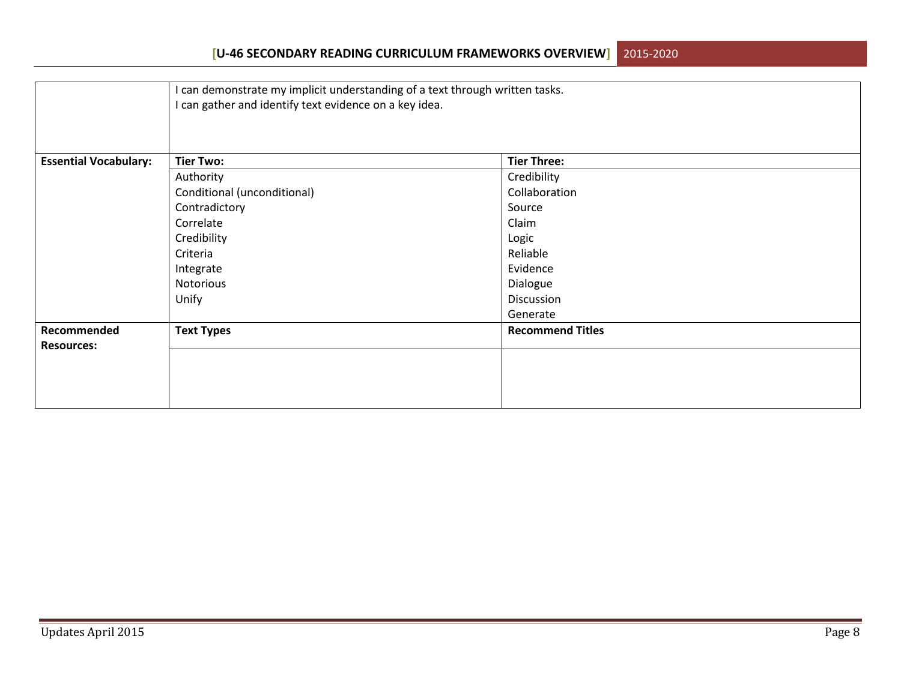| | | |
|---|---|---|
| | I can demonstrate my implicit understanding of a text through written tasks.<br>I can gather and identify text evidence on a key idea. | |
| **Essential Vocabulary:** | **Tier Two:** | **Tier Three:** |
| | Authority<br>Conditional (unconditional)<br>Contradictory<br>Correlate<br>Credibility<br>Criteria<br>Integrate<br>Notorious<br>Unify | Credibility<br>Collaboration<br>Source<br>Claim<br>Logic<br>Reliable<br>Evidence<br>Dialogue<br>Discussion<br>Generate |
| **Recommended Resources:** | **Text Types** | **Recommend Titles** |
| | | |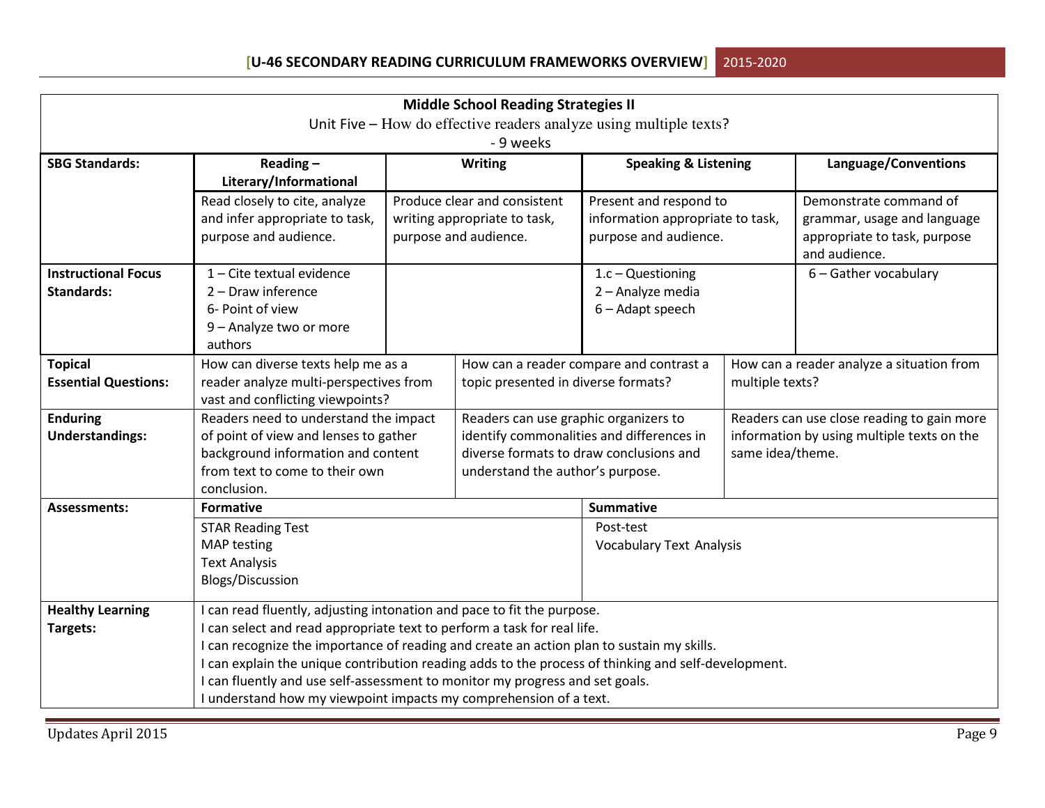| Middle School Reading Strategies II<br>Unit Five – How do effective readers analyze using multiple texts?<br>- 9 weeks | | | | |
|---|---|---|---|---|
| **SBG Standards:** | **Reading – Literary/Informational** | **Writing** | **Speaking & Listening** | **Language/Conventions** |
| | Read closely to cite, analyze and infer appropriate to task, purpose and audience. | Produce clear and consistent writing appropriate to task, purpose and audience. | Present and respond to information appropriate to task, purpose and audience. | Demonstrate command of grammar, usage and language appropriate to task, purpose and audience. |
| **Instructional Focus Standards:** | 1 – Cite textual evidence<br>2 – Draw inference<br>6- Point of view<br>9 – Analyze two or more authors | | 1.c – Questioning<br>2 – Analyze media<br>6 – Adapt speech | 6 – Gather vocabulary |
| **Topical Essential Questions:** | How can diverse texts help me as a reader analyze multi-perspectives from vast and conflicting viewpoints? | How can a reader compare and contrast a topic presented in diverse formats? | | How can a reader analyze a situation from multiple texts? |
| **Enduring Understandings:** | Readers need to understand the impact of point of view and lenses to gather background information and content from text to come to their own conclusion. | Readers can use graphic organizers to identify commonalities and differences in diverse formats to draw conclusions and understand the author's purpose. | | Readers can use close reading to gain more information by using multiple texts on the same idea/theme. |
| **Assessments:** | **Formative** | | **Summative** | |
| | STAR Reading Test<br>MAP testing<br>Text Analysis<br>Blogs/Discussion | | Post-test<br>Vocabulary Text Analysis | |
| **Healthy Learning Targets:** | I can read fluently, adjusting intonation and pace to fit the purpose.<br>I can select and read appropriate text to perform a task for real life.<br>I can recognize the importance of reading and create an action plan to sustain my skills.<br>I can explain the unique contribution reading adds to the process of thinking and self-development.<br>I can fluently and use self-assessment to monitor my progress and set goals.<br>I understand how my viewpoint impacts my comprehension of a text. | | | |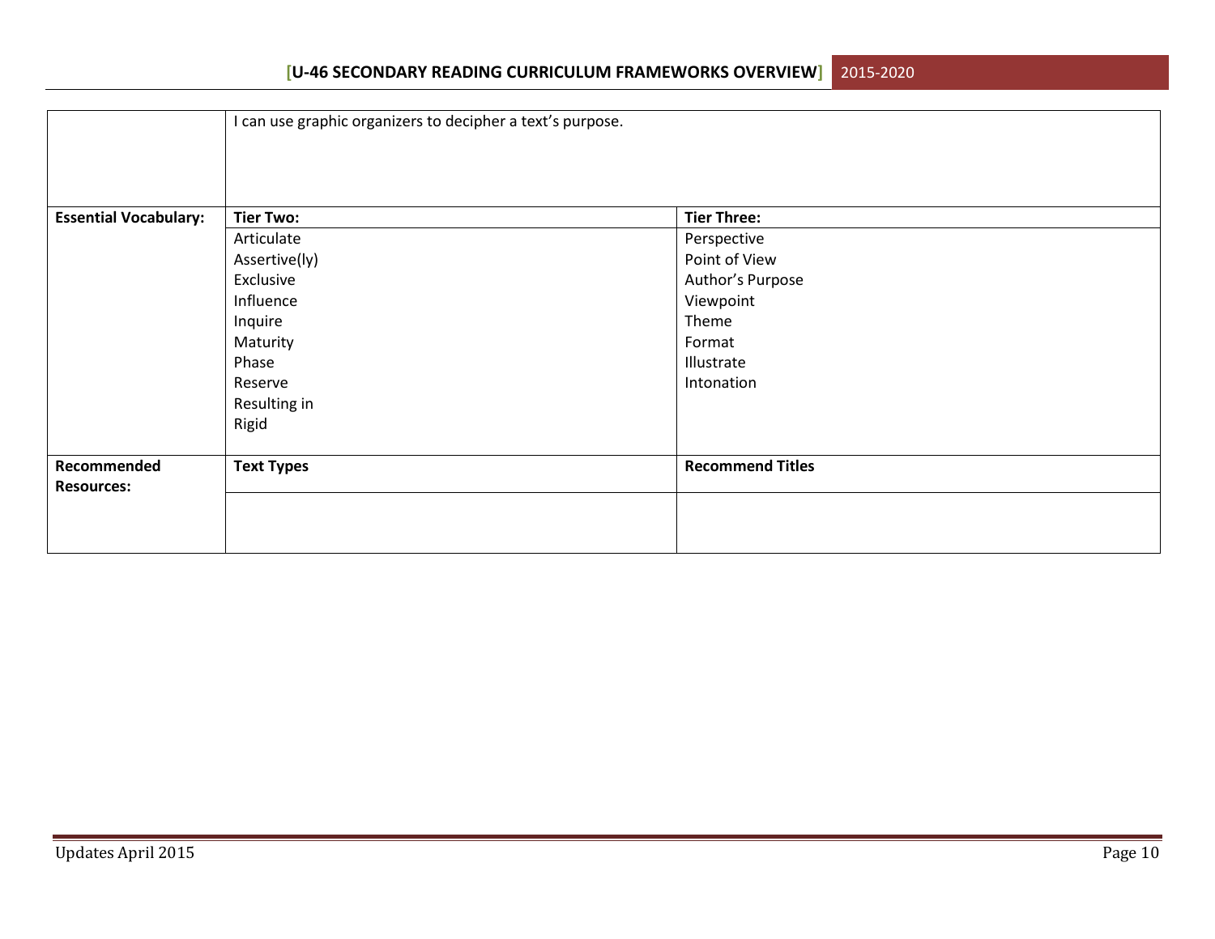| | | |
|---|---|---|
| | I can use graphic organizers to decipher a text's purpose. | |
| **Essential Vocabulary:** | **Tier Two:** | **Tier Three:** |
| | Articulate<br>Assertive(ly)<br>Exclusive<br>Influence<br>Inquire<br>Maturity<br>Phase<br>Reserve<br>Resulting in<br>Rigid | Perspective<br>Point of View<br>Author's Purpose<br>Viewpoint<br>Theme<br>Format<br>Illustrate<br>Intonation |
| **Recommended Resources:** | **Text Types** | **Recommend Titles** |
| | | |